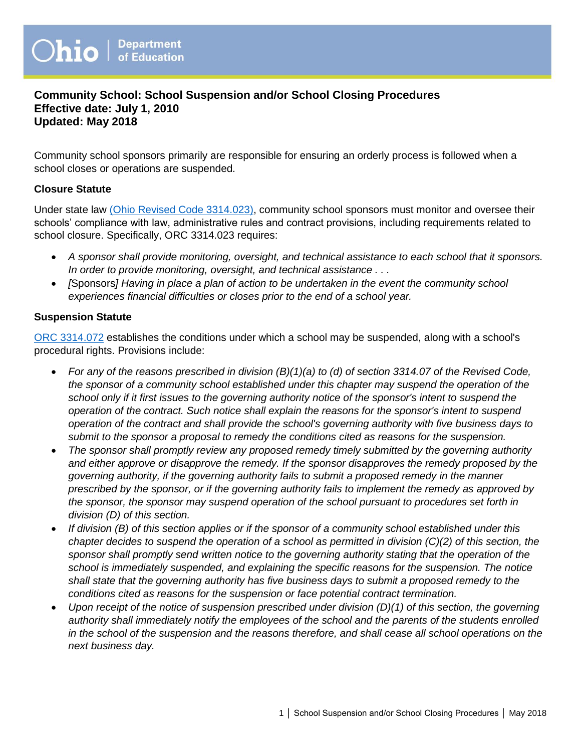Ohio | Department of Education

# Community School: School Suspension and/or School Closing Procedures
**Effective date: July 1, 2010**
**Updated: May 2018**

Community school sponsors primarily are responsible for ensuring an orderly process is followed when a school closes or operations are suspended.

### Closure Statute

Under state law [(Ohio Revised Code 3314.023)](), community school sponsors must monitor and oversee their schools' compliance with law, administrative rules and contract provisions, including requirements related to school closure. Specifically, ORC 3314.023 requires:

- *A sponsor shall provide monitoring, oversight, and technical assistance to each school that it sponsors. In order to provide monitoring, oversight, and technical assistance . . .*
- *[*Sponsors*] Having in place a plan of action to be undertaken in the event the community school experiences financial difficulties or closes prior to the end of a school year.*

### Suspension Statute

[ORC 3314.072]() establishes the conditions under which a school may be suspended, along with a school's procedural rights. Provisions include:

- *For any of the reasons prescribed in division (B)(1)(a) to (d) of section 3314.07 of the Revised Code, the sponsor of a community school established under this chapter may suspend the operation of the school only if it first issues to the governing authority notice of the sponsor's intent to suspend the operation of the contract. Such notice shall explain the reasons for the sponsor's intent to suspend operation of the contract and shall provide the school's governing authority with five business days to submit to the sponsor a proposal to remedy the conditions cited as reasons for the suspension.*
- *The sponsor shall promptly review any proposed remedy timely submitted by the governing authority and either approve or disapprove the remedy. If the sponsor disapproves the remedy proposed by the governing authority, if the governing authority fails to submit a proposed remedy in the manner prescribed by the sponsor, or if the governing authority fails to implement the remedy as approved by the sponsor, the sponsor may suspend operation of the school pursuant to procedures set forth in division (D) of this section.*
- *If division (B) of this section applies or if the sponsor of a community school established under this chapter decides to suspend the operation of a school as permitted in division (C)(2) of this section, the sponsor shall promptly send written notice to the governing authority stating that the operation of the school is immediately suspended, and explaining the specific reasons for the suspension. The notice shall state that the governing authority has five business days to submit a proposed remedy to the conditions cited as reasons for the suspension or face potential contract termination.*
- *Upon receipt of the notice of suspension prescribed under division (D)(1) of this section, the governing authority shall immediately notify the employees of the school and the parents of the students enrolled in the school of the suspension and the reasons therefore, and shall cease all school operations on the next business day.*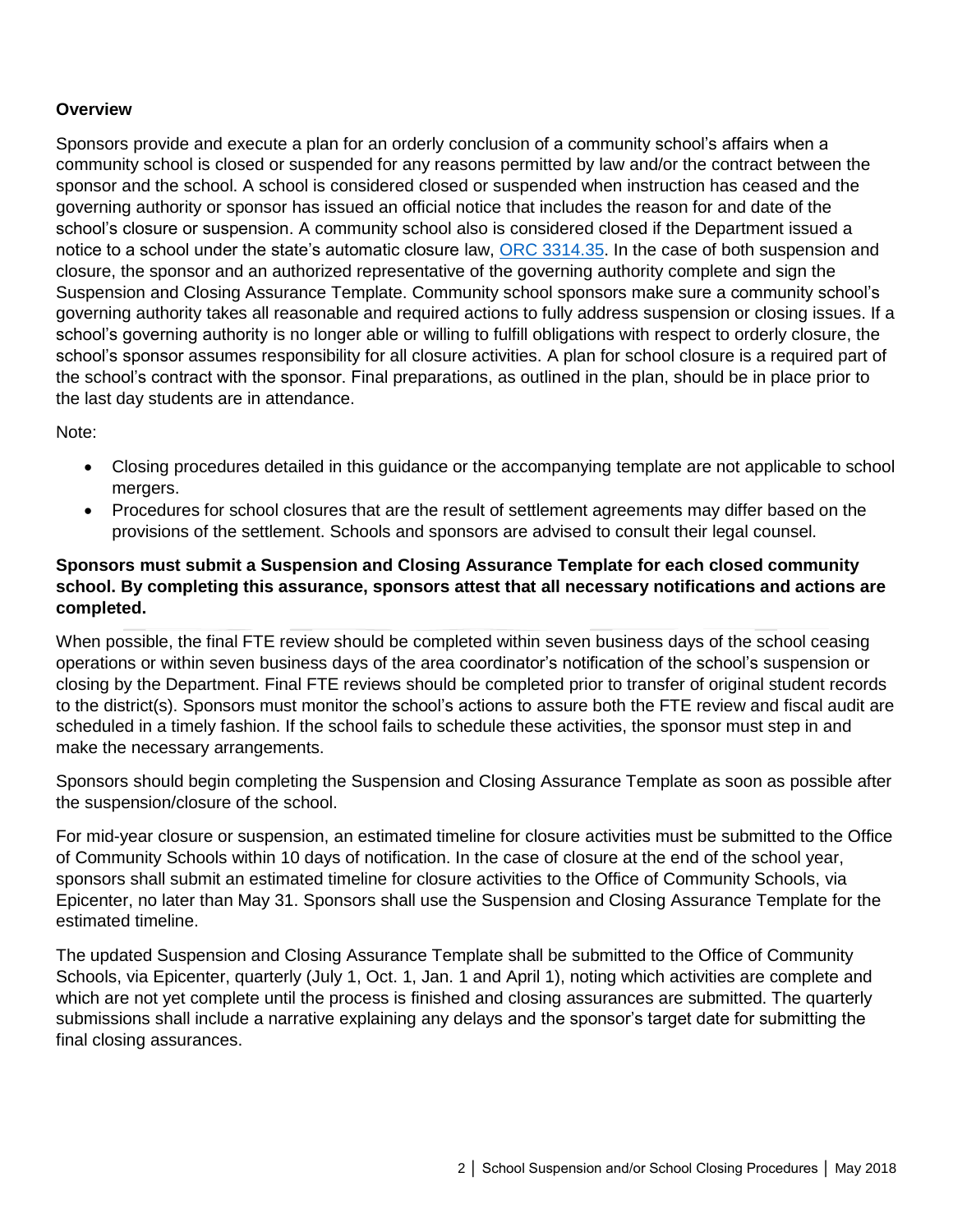## Overview

Sponsors provide and execute a plan for an orderly conclusion of a community school's affairs when a community school is closed or suspended for any reasons permitted by law and/or the contract between the sponsor and the school. A school is considered closed or suspended when instruction has ceased and the governing authority or sponsor has issued an official notice that includes the reason for and date of the school's closure or suspension. A community school also is considered closed if the Department issued a notice to a school under the state's automatic closure law, [ORC 3314.35](). In the case of both suspension and closure, the sponsor and an authorized representative of the governing authority complete and sign the Suspension and Closing Assurance Template. Community school sponsors make sure a community school's governing authority takes all reasonable and required actions to fully address suspension or closing issues. If a school's governing authority is no longer able or willing to fulfill obligations with respect to orderly closure, the school's sponsor assumes responsibility for all closure activities. A plan for school closure is a required part of the school's contract with the sponsor. Final preparations, as outlined in the plan, should be in place prior to the last day students are in attendance.

Note:

- Closing procedures detailed in this guidance or the accompanying template are not applicable to school mergers.
- Procedures for school closures that are the result of settlement agreements may differ based on the provisions of the settlement. Schools and sponsors are advised to consult their legal counsel.

**Sponsors must submit a Suspension and Closing Assurance Template for each closed community school. By completing this assurance, sponsors attest that all necessary notifications and actions are completed.**

When possible, the final FTE review should be completed within seven business days of the school ceasing operations or within seven business days of the area coordinator's notification of the school's suspension or closing by the Department. Final FTE reviews should be completed prior to transfer of original student records to the district(s). Sponsors must monitor the school's actions to assure both the FTE review and fiscal audit are scheduled in a timely fashion. If the school fails to schedule these activities, the sponsor must step in and make the necessary arrangements.

Sponsors should begin completing the Suspension and Closing Assurance Template as soon as possible after the suspension/closure of the school.

For mid-year closure or suspension, an estimated timeline for closure activities must be submitted to the Office of Community Schools within 10 days of notification. In the case of closure at the end of the school year, sponsors shall submit an estimated timeline for closure activities to the Office of Community Schools, via Epicenter, no later than May 31. Sponsors shall use the Suspension and Closing Assurance Template for the estimated timeline.

The updated Suspension and Closing Assurance Template shall be submitted to the Office of Community Schools, via Epicenter, quarterly (July 1, Oct. 1, Jan. 1 and April 1), noting which activities are complete and which are not yet complete until the process is finished and closing assurances are submitted. The quarterly submissions shall include a narrative explaining any delays and the sponsor's target date for submitting the final closing assurances.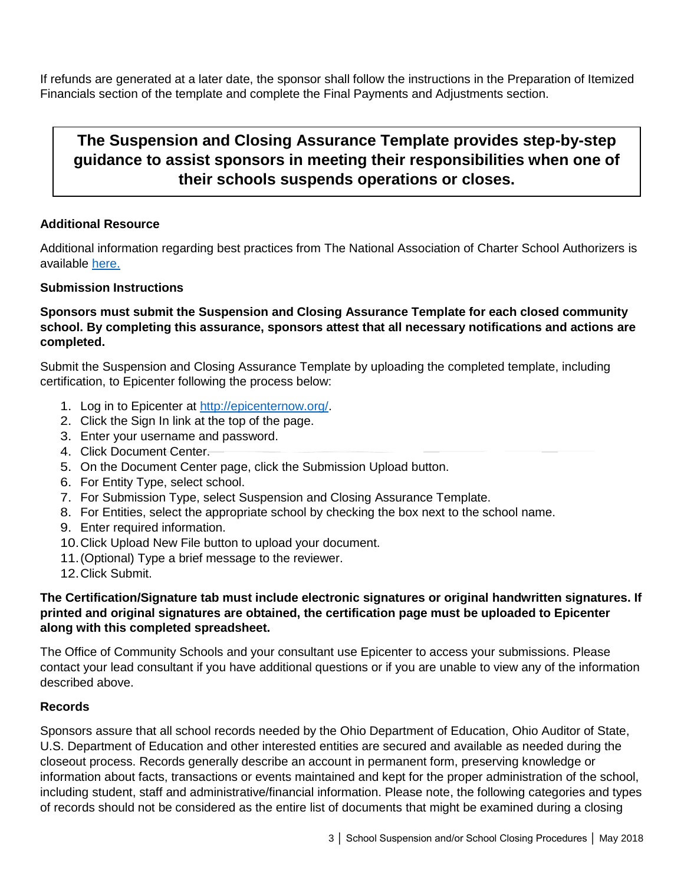If refunds are generated at a later date, the sponsor shall follow the instructions in the Preparation of Itemized Financials section of the template and complete the Final Payments and Adjustments section.

**The Suspension and Closing Assurance Template provides step-by-step guidance to assist sponsors in meeting their responsibilities when one of their schools suspends operations or closes.**

**Additional Resource**

Additional information regarding best practices from The National Association of Charter School Authorizers is available [here.]()

**Submission Instructions**

**Sponsors must submit the Suspension and Closing Assurance Template for each closed community school. By completing this assurance, sponsors attest that all necessary notifications and actions are completed.**

Submit the Suspension and Closing Assurance Template by uploading the completed template, including certification, to Epicenter following the process below:

1. Log in to Epicenter at [http://epicenternow.org/](http://epicenternow.org/).
2. Click the Sign In link at the top of the page.
3. Enter your username and password.
4. Click Document Center.
5. On the Document Center page, click the Submission Upload button.
6. For Entity Type, select school.
7. For Submission Type, select Suspension and Closing Assurance Template.
8. For Entities, select the appropriate school by checking the box next to the school name.
9. Enter required information.
10. Click Upload New File button to upload your document.
11. (Optional) Type a brief message to the reviewer.
12. Click Submit.

**The Certification/Signature tab must include electronic signatures or original handwritten signatures. If printed and original signatures are obtained, the certification page must be uploaded to Epicenter along with this completed spreadsheet.**

The Office of Community Schools and your consultant use Epicenter to access your submissions. Please contact your lead consultant if you have additional questions or if you are unable to view any of the information described above.

**Records**

Sponsors assure that all school records needed by the Ohio Department of Education, Ohio Auditor of State, U.S. Department of Education and other interested entities are secured and available as needed during the closeout process. Records generally describe an account in permanent form, preserving knowledge or information about facts, transactions or events maintained and kept for the proper administration of the school, including student, staff and administrative/financial information. Please note, the following categories and types of records should not be considered as the entire list of documents that might be examined during a closing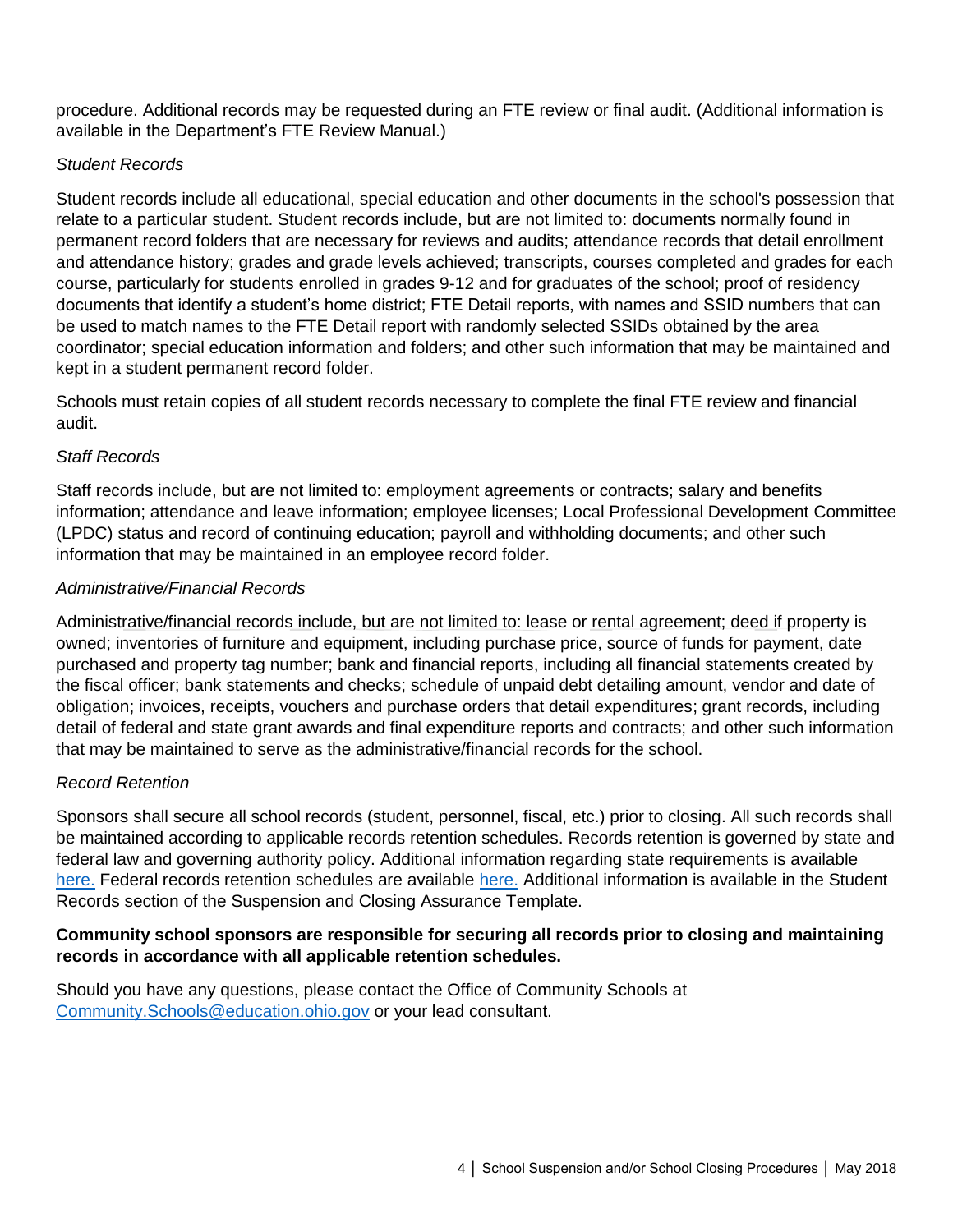procedure. Additional records may be requested during an FTE review or final audit. (Additional information is available in the Department's FTE Review Manual.)

*Student Records*

Student records include all educational, special education and other documents in the school's possession that relate to a particular student. Student records include, but are not limited to: documents normally found in permanent record folders that are necessary for reviews and audits; attendance records that detail enrollment and attendance history; grades and grade levels achieved; transcripts, courses completed and grades for each course, particularly for students enrolled in grades 9-12 and for graduates of the school; proof of residency documents that identify a student's home district; FTE Detail reports, with names and SSID numbers that can be used to match names to the FTE Detail report with randomly selected SSIDs obtained by the area coordinator; special education information and folders; and other such information that may be maintained and kept in a student permanent record folder.

Schools must retain copies of all student records necessary to complete the final FTE review and financial audit.

*Staff Records*

Staff records include, but are not limited to: employment agreements or contracts; salary and benefits information; attendance and leave information; employee licenses; Local Professional Development Committee (LPDC) status and record of continuing education; payroll and withholding documents; and other such information that may be maintained in an employee record folder.

*Administrative/Financial Records*

Administrative/financial records include, but are not limited to: lease or rental agreement; deed if property is owned; inventories of furniture and equipment, including purchase price, source of funds for payment, date purchased and property tag number; bank and financial reports, including all financial statements created by the fiscal officer; bank statements and checks; schedule of unpaid debt detailing amount, vendor and date of obligation; invoices, receipts, vouchers and purchase orders that detail expenditures; grant records, including detail of federal and state grant awards and final expenditure reports and contracts; and other such information that may be maintained to serve as the administrative/financial records for the school.

*Record Retention*

Sponsors shall secure all school records (student, personnel, fiscal, etc.) prior to closing. All such records shall be maintained according to applicable records retention schedules. Records retention is governed by state and federal law and governing authority policy. Additional information regarding state requirements is available here. Federal records retention schedules are available here. Additional information is available in the Student Records section of the Suspension and Closing Assurance Template.

**Community school sponsors are responsible for securing all records prior to closing and maintaining records in accordance with all applicable retention schedules.**

Should you have any questions, please contact the Office of Community Schools at Community.Schools@education.ohio.gov or your lead consultant.